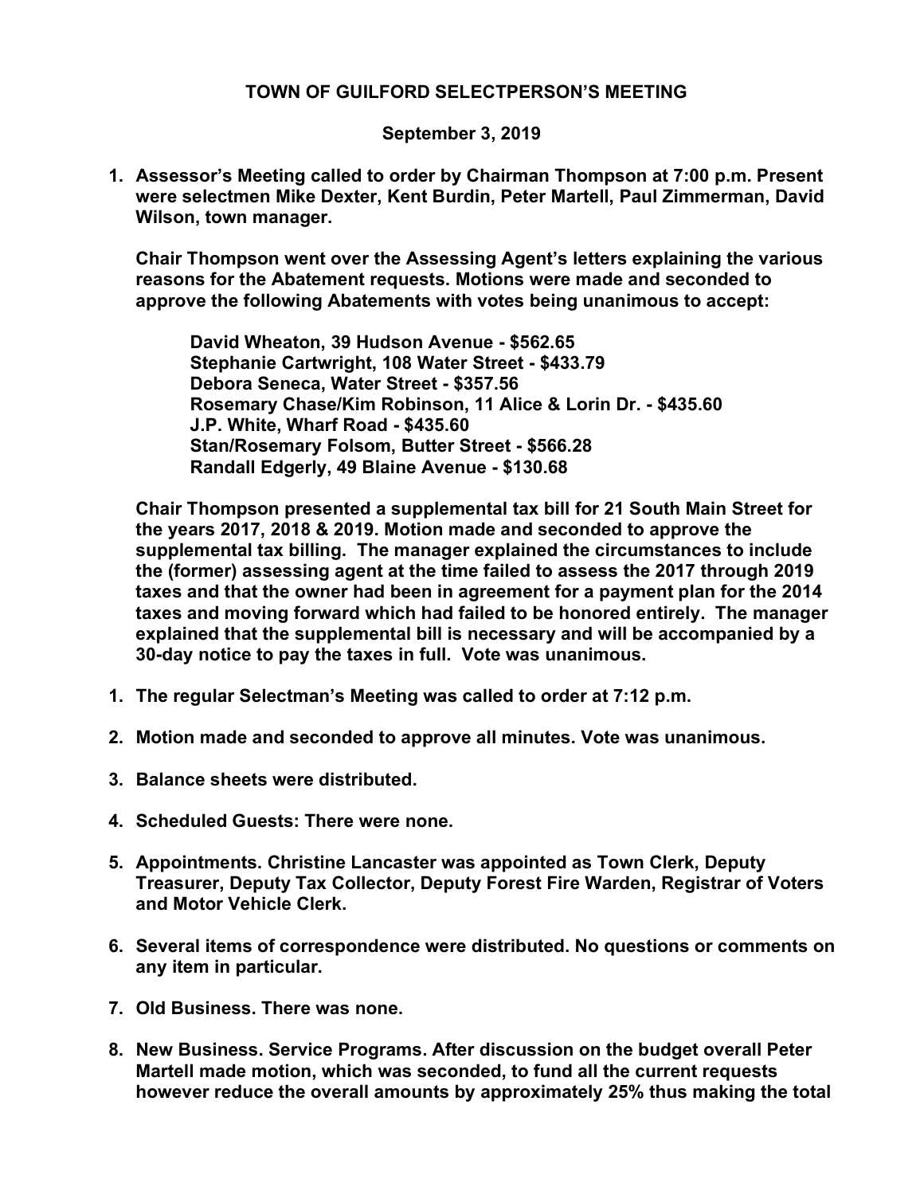**TOWN OF GUILFORD SELECTPERSON'S MEETING**

**September 3, 2019**

1. **Assessor's Meeting called to order by Chairman Thompson at 7:00 p.m. Present were selectmen Mike Dexter, Kent Burdin, Peter Martell, Paul Zimmerman, David Wilson, town manager.**

   **Chair Thompson went over the Assessing Agent's letters explaining the various reasons for the Abatement requests. Motions were made and seconded to approve the following Abatements with votes being unanimous to accept:**

   **David Wheaton, 39 Hudson Avenue - $562.65**
   **Stephanie Cartwright, 108 Water Street - $433.79**
   **Debora Seneca, Water Street - $357.56**
   **Rosemary Chase/Kim Robinson, 11 Alice & Lorin Dr. - $435.60**
   **J.P. White, Wharf Road - $435.60**
   **Stan/Rosemary Folsom, Butter Street - $566.28**
   **Randall Edgerly, 49 Blaine Avenue - $130.68**

   **Chair Thompson presented a supplemental tax bill for 21 South Main Street for the years 2017, 2018 & 2019. Motion made and seconded to approve the supplemental tax billing. The manager explained the circumstances to include the (former) assessing agent at the time failed to assess the 2017 through 2019 taxes and that the owner had been in agreement for a payment plan for the 2014 taxes and moving forward which had failed to be honored entirely. The manager explained that the supplemental bill is necessary and will be accompanied by a 30-day notice to pay the taxes in full. Vote was unanimous.**

1. **The regular Selectman's Meeting was called to order at 7:12 p.m.**
2. **Motion made and seconded to approve all minutes. Vote was unanimous.**
3. **Balance sheets were distributed.**
4. **Scheduled Guests: There were none.**
5. **Appointments. Christine Lancaster was appointed as Town Clerk, Deputy Treasurer, Deputy Tax Collector, Deputy Forest Fire Warden, Registrar of Voters and Motor Vehicle Clerk.**
6. **Several items of correspondence were distributed. No questions or comments on any item in particular.**
7. **Old Business. There was none.**
8. **New Business. Service Programs. After discussion on the budget overall Peter Martell made motion, which was seconded, to fund all the current requests however reduce the overall amounts by approximately 25% thus making the total**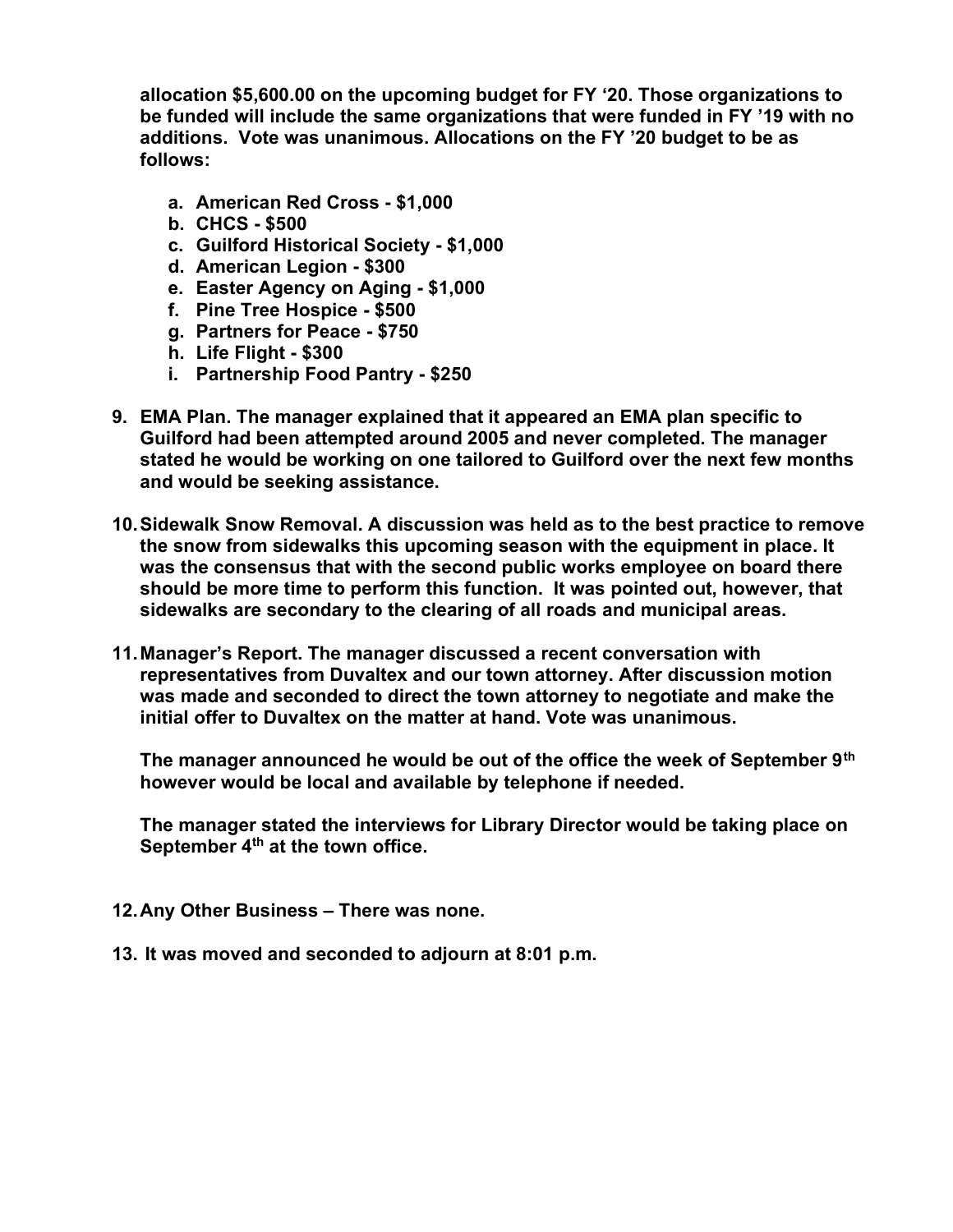**allocation $5,600.00 on the upcoming budget for FY ‘20. Those organizations to be funded will include the same organizations that were funded in FY ’19 with no additions. Vote was unanimous. Allocations on the FY ’20 budget to be as follows:**

a. **American Red Cross - $1,000**
b. **CHCS - $500**
c. **Guilford Historical Society - $1,000**
d. **American Legion - $300**
e. **Easter Agency on Aging - $1,000**
f. **Pine Tree Hospice - $500**
g. **Partners for Peace - $750**
h. **Life Flight - $300**
i. **Partnership Food Pantry - $250**

9. **EMA Plan. The manager explained that it appeared an EMA plan specific to Guilford had been attempted around 2005 and never completed. The manager stated he would be working on one tailored to Guilford over the next few months and would be seeking assistance.**

10. **Sidewalk Snow Removal. A discussion was held as to the best practice to remove the snow from sidewalks this upcoming season with the equipment in place. It was the consensus that with the second public works employee on board there should be more time to perform this function. It was pointed out, however, that sidewalks are secondary to the clearing of all roads and municipal areas.**

11. **Manager’s Report. The manager discussed a recent conversation with representatives from Duvaltex and our town attorney. After discussion motion was made and seconded to direct the town attorney to negotiate and make the initial offer to Duvaltex on the matter at hand. Vote was unanimous.**

    **The manager announced he would be out of the office the week of September 9th however would be local and available by telephone if needed.**

    **The manager stated the interviews for Library Director would be taking place on September 4th at the town office.**

12. **Any Other Business – There was none.**

13. **It was moved and seconded to adjourn at 8:01 p.m.**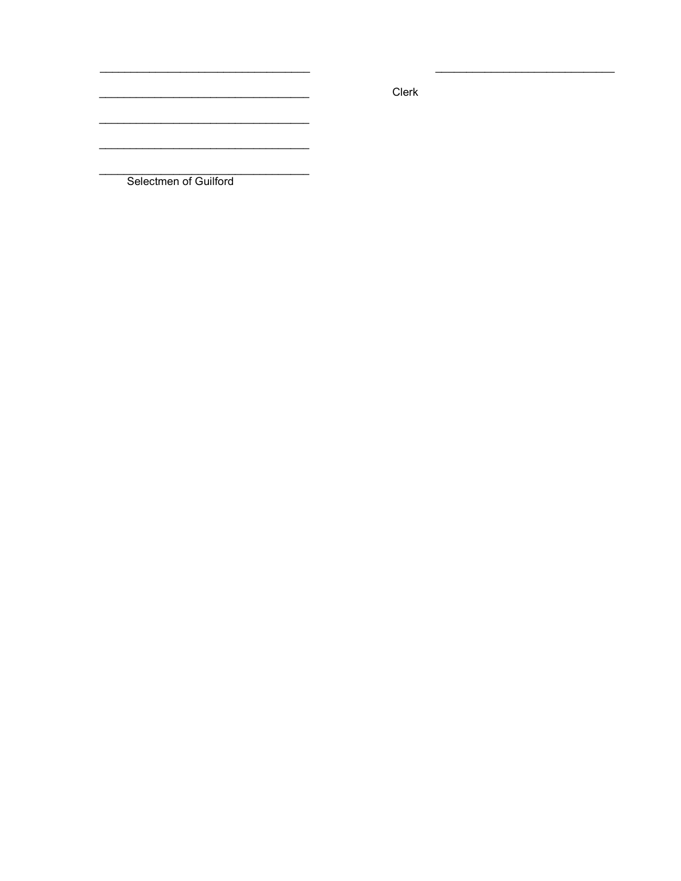\_\_\_\_\_\_\_\_\_\_\_\_\_\_\_\_\_\_\_\_\_\_\_\_\_\_\_\_\_\_\_\_\_\_\_\_

\_\_\_\_\_\_\_\_\_\_\_\_\_\_\_\_\_\_\_\_\_\_\_\_\_\_\_\_\_\_\_\_\_\_\_\_

\_\_\_\_\_\_\_\_\_\_\_\_\_\_\_\_\_\_\_\_\_\_\_\_\_\_\_\_\_\_\_\_\_\_\_\_

\_\_\_\_\_\_\_\_\_\_\_\_\_\_\_\_\_\_\_\_\_\_\_\_\_\_\_\_\_\_\_\_\_\_\_\_

\_\_\_\_\_\_\_\_\_\_\_\_\_\_\_\_\_\_\_\_\_\_\_\_\_\_\_\_\_\_\_\_\_\_\_\_

Selectmen of Guilford

\_\_\_\_\_\_\_\_\_\_\_\_\_\_\_\_\_\_\_\_\_\_\_\_\_\_\_\_\_\_\_\_

Clerk